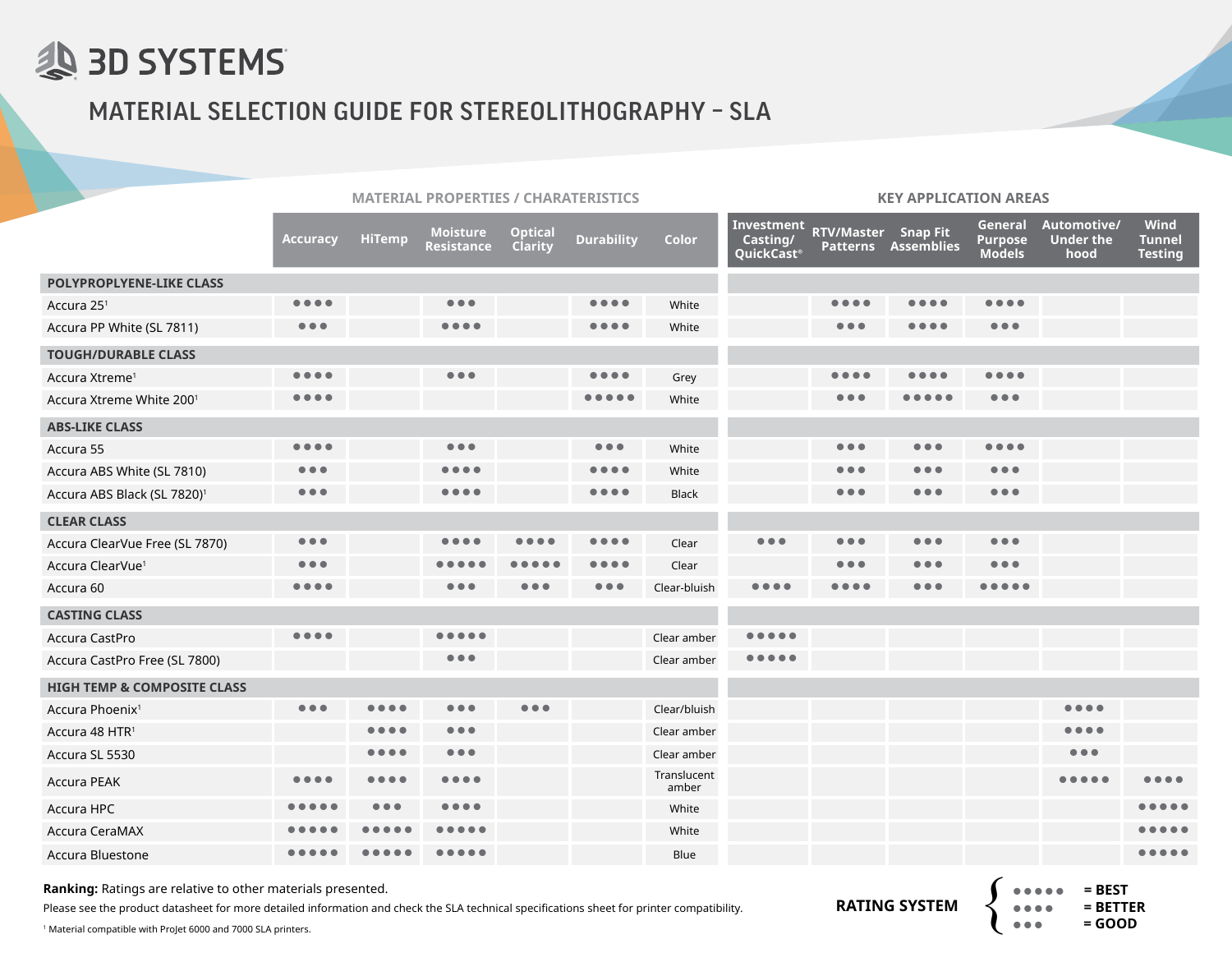# 3D SYSTEMS

## MATERIAL SELECTION GUIDE FOR STEREOLITHOGRAPHY – SLA

| | MATERIAL PROPERTIES / CHARATERISTICS | | | | | | KEY APPLICATION AREAS | | | | | |
|---|---|---|---|---|---|---|---|---|---|---|---|---|
| | Accuracy | HiTemp | Moisture Resistance | Optical Clarity | Durability | Color | Investment Casting/ QuickCast® | RTV/Master Patterns | Snap Fit Assemblies | General Purpose Models | Automotive/ Under the hood | Wind Tunnel Testing |
| **POLYPROPLYENE-LIKE CLASS** | | | | | | | | | | | | |
| Accura 25[1] | ●●●● | | ●●● | | ●●●● | White | | ●●●● | ●●●● | ●●●● | | |
| Accura PP White (SL 7811) | ●●● | | ●●●● | | ●●●● | White | | ●●● | ●●●● | ●●● | | |
| **TOUGH/DURABLE CLASS** | | | | | | | | | | | | |
| Accura Xtreme[1] | ●●●● | | ●●● | | ●●●● | Grey | | ●●●● | ●●●● | ●●●● | | |
| Accura Xtreme White 200[1] | ●●●● | | | | ●●●●● | White | | ●●● | ●●●●● | ●●● | | |
| **ABS-LIKE CLASS** | | | | | | | | | | | | |
| Accura 55 | ●●●● | | ●●● | | ●●● | White | | ●●● | ●●● | ●●●● | | |
| Accura ABS White (SL 7810) | ●●● | | ●●●● | | ●●●● | White | | ●●● | ●●● | ●●● | | |
| Accura ABS Black (SL 7820)[1] | ●●● | | ●●●● | | ●●●● | Black | | ●●● | ●●● | ●●● | | |
| **CLEAR CLASS** | | | | | | | | | | | | |
| Accura ClearVue Free (SL 7870) | ●●● | | ●●●● | ●●●● | ●●●● | Clear | ●●● | ●●● | ●●● | ●●● | | |
| Accura ClearVue[1] | ●●● | | ●●●●● | ●●●●● | ●●●● | Clear | | ●●● | ●●● | ●●● | | |
| Accura 60 | ●●●● | | ●●● | ●●● | ●●● | Clear-bluish | ●●●● | ●●●● | ●●● | ●●●●● | | |
| **CASTING CLASS** | | | | | | | | | | | | |
| Accura CastPro | ●●●● | | ●●●●● | | | Clear amber | ●●●●● | | | | | |
| Accura CastPro Free (SL 7800) | | | ●●● | | | Clear amber | ●●●●● | | | | | |
| **HIGH TEMP & COMPOSITE CLASS** | | | | | | | | | | | | |
| Accura Phoenix[1] | ●●● | ●●●● | ●●● | ●●● | | Clear/bluish | | | | | ●●●● | |
| Accura 48 HTR[1] | | ●●●● | ●●● | | | Clear amber | | | | | ●●●● | |
| Accura SL 5530 | | ●●●● | ●●● | | | Clear amber | | | | | ●●● | |
| Accura PEAK | ●●●● | ●●●● | ●●●● | | | Translucent amber | | | | | ●●●●● | ●●●● |
| Accura HPC | ●●●●● | ●●● | ●●●● | | | White | | | | | | ●●●●● |
| Accura CeraMAX | ●●●●● | ●●●●● | ●●●●● | | | White | | | | | | ●●●●● |
| Accura Bluestone | ●●●●● | ●●●●● | ●●●●● | | | Blue | | | | | | ●●●●● |

**Ranking:** Ratings are relative to other materials presented.

Please see the product datasheet for more detailed information and check the SLA technical specifications sheet for printer compatibility.

[1] Material compatible with ProJet 6000 and 7000 SLA printers.

**RATING SYSTEM**

- ●●●●● **= BEST**
- ●●●● **= BETTER**
- ●●● **= GOOD**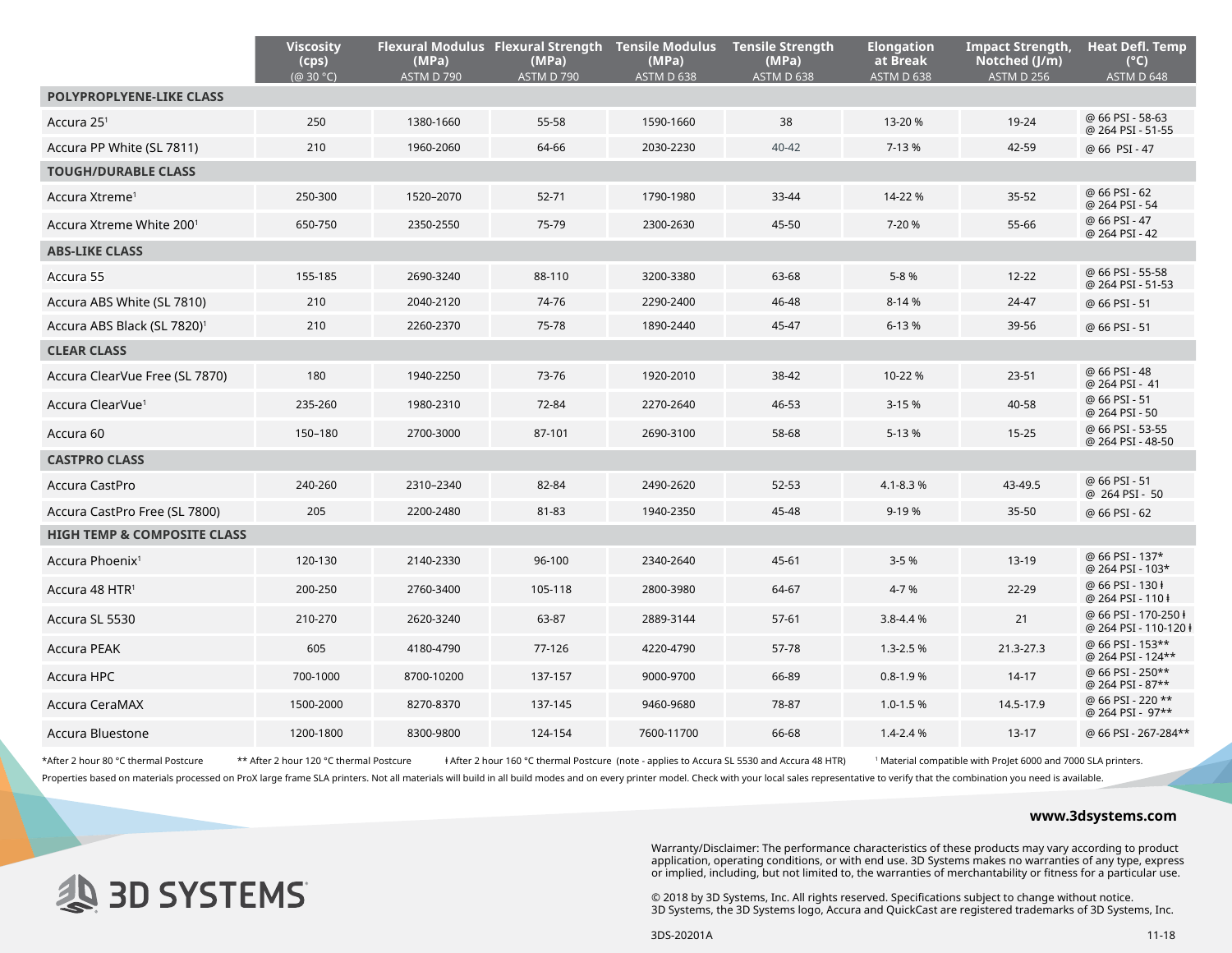| | Viscosity (cps) (@ 30 °C) | Flexural Modulus (MPa) ASTM D 790 | Flexural Strength (MPa) ASTM D 790 | Tensile Modulus (MPa) ASTM D 638 | Tensile Strength (MPa) ASTM D 638 | Elongation at Break ASTM D 638 | Impact Strength, Notched (J/m) ASTM D 256 | Heat Defl. Temp (°C) ASTM D 648 |
|---|---|---|---|---|---|---|---|---|
| **POLYPROPLYENE-LIKE CLASS** | | | | | | | | |
| Accura 25[1] | 250 | 1380-1660 | 55-58 | 1590-1660 | 38 | 13-20 % | 19-24 | @ 66 PSI - 58-63 @ 264 PSI - 51-55 |
| Accura PP White (SL 7811) | 210 | 1960-2060 | 64-66 | 2030-2230 | 40-42 | 7-13 % | 42-59 | @ 66 PSI - 47 |
| **TOUGH/DURABLE CLASS** | | | | | | | | |
| Accura Xtreme[1] | 250-300 | 1520–2070 | 52-71 | 1790-1980 | 33-44 | 14-22 % | 35-52 | @ 66 PSI - 62 @ 264 PSI - 54 |
| Accura Xtreme White 200[1] | 650-750 | 2350-2550 | 75-79 | 2300-2630 | 45-50 | 7-20 % | 55-66 | @ 66 PSI - 47 @ 264 PSI - 42 |
| **ABS-LIKE CLASS** | | | | | | | | |
| Accura 55 | 155-185 | 2690-3240 | 88-110 | 3200-3380 | 63-68 | 5-8 % | 12-22 | @ 66 PSI - 55-58 @ 264 PSI - 51-53 |
| Accura ABS White (SL 7810) | 210 | 2040-2120 | 74-76 | 2290-2400 | 46-48 | 8-14 % | 24-47 | @ 66 PSI - 51 |
| Accura ABS Black (SL 7820)[1] | 210 | 2260-2370 | 75-78 | 1890-2440 | 45-47 | 6-13 % | 39-56 | @ 66 PSI - 51 |
| **CLEAR CLASS** | | | | | | | | |
| Accura ClearVue Free (SL 7870) | 180 | 1940-2250 | 73-76 | 1920-2010 | 38-42 | 10-22 % | 23-51 | @ 66 PSI - 48 @ 264 PSI - 41 |
| Accura ClearVue[1] | 235-260 | 1980-2310 | 72-84 | 2270-2640 | 46-53 | 3-15 % | 40-58 | @ 66 PSI - 51 @ 264 PSI - 50 |
| Accura 60 | 150–180 | 2700-3000 | 87-101 | 2690-3100 | 58-68 | 5-13 % | 15-25 | @ 66 PSI - 53-55 @ 264 PSI - 48-50 |
| **CASTPRO CLASS** | | | | | | | | |
| Accura CastPro | 240-260 | 2310–2340 | 82-84 | 2490-2620 | 52-53 | 4.1-8.3 % | 43-49.5 | @ 66 PSI - 51 @ 264 PSI - 50 |
| Accura CastPro Free (SL 7800) | 205 | 2200-2480 | 81-83 | 1940-2350 | 45-48 | 9-19 % | 35-50 | @ 66 PSI - 62 |
| **HIGH TEMP & COMPOSITE CLASS** | | | | | | | | |
| Accura Phoenix[1] | 120-130 | 2140-2330 | 96-100 | 2340-2640 | 45-61 | 3-5 % | 13-19 | @ 66 PSI - 137* @ 264 PSI - 103* |
| Accura 48 HTR[1] | 200-250 | 2760-3400 | 105-118 | 2800-3980 | 64-67 | 4-7 % | 22-29 | @ 66 PSI - 130 ł @ 264 PSI - 110 ł |
| Accura SL 5530 | 210-270 | 2620-3240 | 63-87 | 2889-3144 | 57-61 | 3.8-4.4 % | 21 | @ 66 PSI - 170-250 ł @ 264 PSI - 110-120 ł |
| Accura PEAK | 605 | 4180-4790 | 77-126 | 4220-4790 | 57-78 | 1.3-2.5 % | 21.3-27.3 | @ 66 PSI - 153** @ 264 PSI - 124** |
| Accura HPC | 700-1000 | 8700-10200 | 137-157 | 9000-9700 | 66-89 | 0.8-1.9 % | 14-17 | @ 66 PSI - 250** @ 264 PSI - 87** |
| Accura CeraMAX | 1500-2000 | 8270-8370 | 137-145 | 9460-9680 | 78-87 | 1.0-1.5 % | 14.5-17.9 | @ 66 PSI - 220 ** @ 264 PSI - 97** |
| Accura Bluestone | 1200-1800 | 8300-9800 | 124-154 | 7600-11700 | 66-68 | 1.4-2.4 % | 13-17 | @ 66 PSI - 267-284** |

*After 2 hour 80 °C thermal Postcure   ** After 2 hour 120 °C thermal Postcure   ł After 2 hour 160 °C thermal Postcure (note - applies to Accura SL 5530 and Accura 48 HTR)   [1] Material compatible with ProJet 6000 and 7000 SLA printers.

Properties based on materials processed on ProX large frame SLA printers. Not all materials will build in all build modes and on every printer model. Check with your local sales representative to verify that the combination you need is available.

**www.3dsystems.com**

3D SYSTEMS

Warranty/Disclaimer: The performance characteristics of these products may vary according to product application, operating conditions, or with end use. 3D Systems makes no warranties of any type, express or implied, including, but not limited to, the warranties of merchantability or fitness for a particular use.

© 2018 by 3D Systems, Inc. All rights reserved. Specifications subject to change without notice. 3D Systems, the 3D Systems logo, Accura and QuickCast are registered trademarks of 3D Systems, Inc.

3DS-20201A   11-18